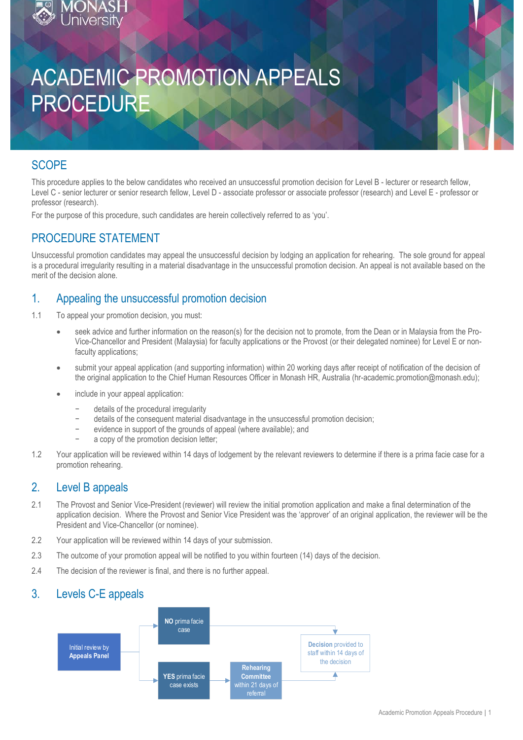# ACADEMIC PROMOTION APPEALS PROCEDURE

## SCOPE

This procedure applies to the below candidates who received an unsuccessful promotion decision for Level B - lecturer or research fellow, Level C - senior lecturer or senior research fellow, Level D - associate professor or associate professor (research) and Level E - professor or professor (research).

For the purpose of this procedure, such candidates are herein collectively referred to as 'you'.

## PROCEDURE STATEMENT

Unsuccessful promotion candidates may appeal the unsuccessful decision by lodging an application for rehearing. The sole ground for appeal is a procedural irregularity resulting in a material disadvantage in the unsuccessful promotion decision. An appeal is not available based on the merit of the decision alone.

## 1. Appealing the unsuccessful promotion decision

1.1 To appeal your promotion decision, you must:

- seek advice and further information on the reason(s) for the decision not to promote, from the Dean or in Malaysia from the Pro-Vice-Chancellor and President (Malaysia) for faculty applications or the Provost (or their delegated nominee) for Level E or non-faculty applications;
- submit your appeal application (and supporting information) within 20 working days after receipt of notification of the decision of the original application to the Chief Human Resources Officer in Monash HR, Australia (hr-academic.promotion@monash.edu);
- include in your appeal application:
  - details of the procedural irregularity
  - details of the consequent material disadvantage in the unsuccessful promotion decision;
  - evidence in support of the grounds of appeal (where available); and
  - a copy of the promotion decision letter;

1.2 Your application will be reviewed within 14 days of lodgement by the relevant reviewers to determine if there is a prima facie case for a promotion rehearing.

## 2. Level B appeals

2.1 The Provost and Senior Vice-President (reviewer) will review the initial promotion application and make a final determination of the application decision. Where the Provost and Senior Vice President was the 'approver' of an original application, the reviewer will be the President and Vice-Chancellor (or nominee).

2.2 Your application will be reviewed within 14 days of your submission.

2.3 The outcome of your promotion appeal will be notified to you within fourteen (14) days of the decision.

2.4 The decision of the reviewer is final, and there is no further appeal.

## 3. Levels C-E appeals

Initial review by **Appeals Panel** → **NO** prima facie case → **Decision** provided to staff within 14 days of the decision

Initial review by **Appeals Panel** → **YES** prima facie case exists → **Rehearing Committee** within 21 days of referral → **Decision** provided to staff within 14 days of the decision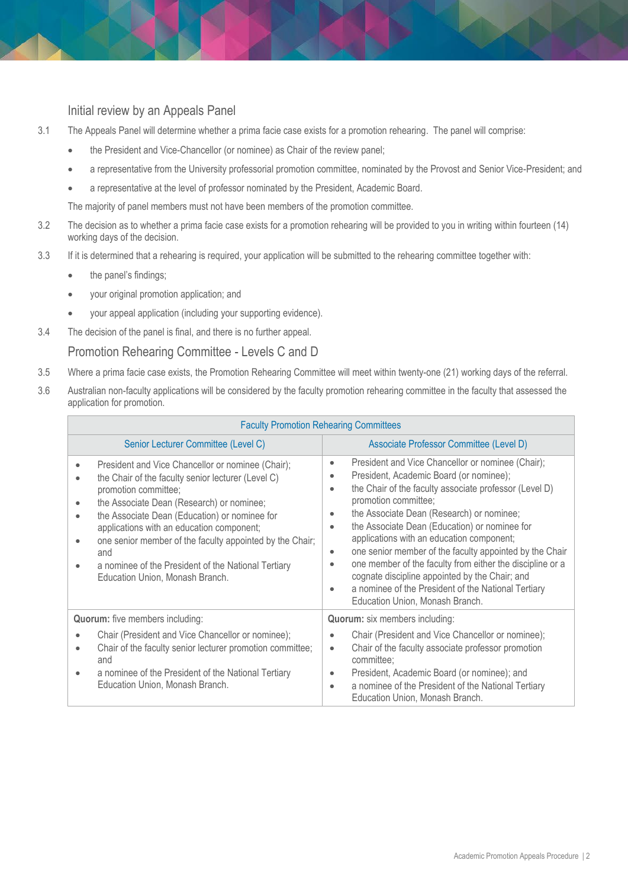## Initial review by an Appeals Panel

3.1 The Appeals Panel will determine whether a prima facie case exists for a promotion rehearing. The panel will comprise:

- the President and Vice-Chancellor (or nominee) as Chair of the review panel;
- a representative from the University professorial promotion committee, nominated by the Provost and Senior Vice-President; and
- a representative at the level of professor nominated by the President, Academic Board.

The majority of panel members must not have been members of the promotion committee.

3.2 The decision as to whether a prima facie case exists for a promotion rehearing will be provided to you in writing within fourteen (14) working days of the decision.

3.3 If it is determined that a rehearing is required, your application will be submitted to the rehearing committee together with:

- the panel's findings;
- your original promotion application; and
- your appeal application (including your supporting evidence).

3.4 The decision of the panel is final, and there is no further appeal.

## Promotion Rehearing Committee - Levels C and D

3.5 Where a prima facie case exists, the Promotion Rehearing Committee will meet within twenty-one (21) working days of the referral.

3.6 Australian non-faculty applications will be considered by the faculty promotion rehearing committee in the faculty that assessed the application for promotion.

| Faculty Promotion Rehearing Committees | |
|---|---|
| Senior Lecturer Committee (Level C) | Associate Professor Committee (Level D) |
| • President and Vice Chancellor or nominee (Chair);<br>• the Chair of the faculty senior lecturer (Level C) promotion committee;<br>• the Associate Dean (Research) or nominee;<br>• the Associate Dean (Education) or nominee for applications with an education component;<br>• one senior member of the faculty appointed by the Chair; and<br>• a nominee of the President of the National Tertiary Education Union, Monash Branch. | • President and Vice Chancellor or nominee (Chair);<br>• President, Academic Board (or nominee);<br>• the Chair of the faculty associate professor (Level D) promotion committee;<br>• the Associate Dean (Research) or nominee;<br>• the Associate Dean (Education) or nominee for applications with an education component;<br>• one senior member of the faculty appointed by the Chair<br>• one member of the faculty from either the discipline or a cognate discipline appointed by the Chair; and<br>• a nominee of the President of the National Tertiary Education Union, Monash Branch. |
| **Quorum:** five members including:<br>• Chair (President and Vice Chancellor or nominee);<br>• Chair of the faculty senior lecturer promotion committee; and<br>• a nominee of the President of the National Tertiary Education Union, Monash Branch. | **Quorum:** six members including:<br>• Chair (President and Vice Chancellor or nominee);<br>• Chair of the faculty associate professor promotion committee;<br>• President, Academic Board (or nominee); and<br>• a nominee of the President of the National Tertiary Education Union, Monash Branch. |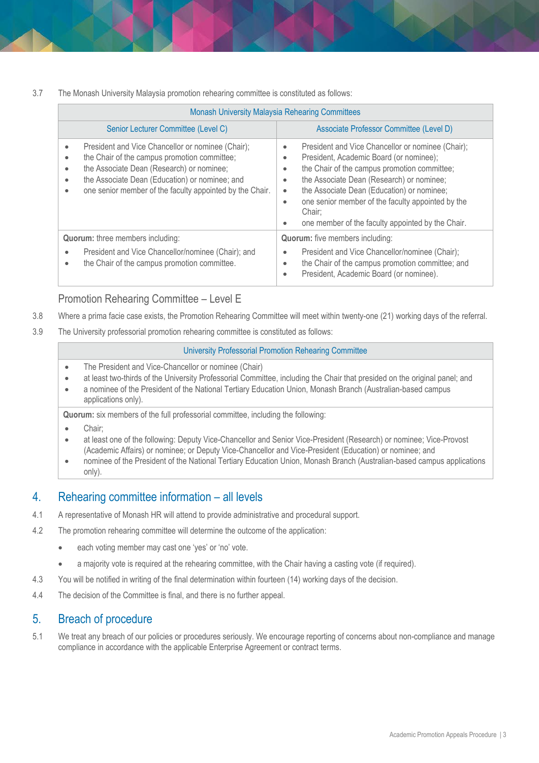3.7 The Monash University Malaysia promotion rehearing committee is constituted as follows:

| Monash University Malaysia Rehearing Committees | |
|---|---|
| **Senior Lecturer Committee (Level C)** | **Associate Professor Committee (Level D)** |
| • President and Vice Chancellor or nominee (Chair);<br>• the Chair of the campus promotion committee;<br>• the Associate Dean (Research) or nominee;<br>• the Associate Dean (Education) or nominee; and<br>• one senior member of the faculty appointed by the Chair. | • President and Vice Chancellor or nominee (Chair);<br>• President, Academic Board (or nominee);<br>• the Chair of the campus promotion committee;<br>• the Associate Dean (Research) or nominee;<br>• the Associate Dean (Education) or nominee;<br>• one senior member of the faculty appointed by the Chair;<br>• one member of the faculty appointed by the Chair. |
| **Quorum:** three members including:<br>• President and Vice Chancellor/nominee (Chair); and<br>• the Chair of the campus promotion committee. | **Quorum:** five members including:<br>• President and Vice Chancellor/nominee (Chair);<br>• the Chair of the campus promotion committee; and<br>• President, Academic Board (or nominee). |

### Promotion Rehearing Committee – Level E

3.8 Where a prima facie case exists, the Promotion Rehearing Committee will meet within twenty-one (21) working days of the referral.

3.9 The University professorial promotion rehearing committee is constituted as follows:

| University Professorial Promotion Rehearing Committee |
|---|
| • The President and Vice-Chancellor or nominee (Chair)<br>• at least two-thirds of the University Professorial Committee, including the Chair that presided on the original panel; and<br>• a nominee of the President of the National Tertiary Education Union, Monash Branch (Australian-based campus applications only). |
| **Quorum:** six members of the full professorial committee, including the following:<br>• Chair;<br>• at least one of the following: Deputy Vice-Chancellor and Senior Vice-President (Research) or nominee; Vice-Provost (Academic Affairs) or nominee; or Deputy Vice-Chancellor and Vice-President (Education) or nominee; and<br>• nominee of the President of the National Tertiary Education Union, Monash Branch (Australian-based campus applications only). |

## 4. Rehearing committee information – all levels

4.1 A representative of Monash HR will attend to provide administrative and procedural support.

4.2 The promotion rehearing committee will determine the outcome of the application:

- each voting member may cast one 'yes' or 'no' vote.
- a majority vote is required at the rehearing committee, with the Chair having a casting vote (if required).

4.3 You will be notified in writing of the final determination within fourteen (14) working days of the decision.

4.4 The decision of the Committee is final, and there is no further appeal.

## 5. Breach of procedure

5.1 We treat any breach of our policies or procedures seriously. We encourage reporting of concerns about non-compliance and manage compliance in accordance with the applicable Enterprise Agreement or contract terms.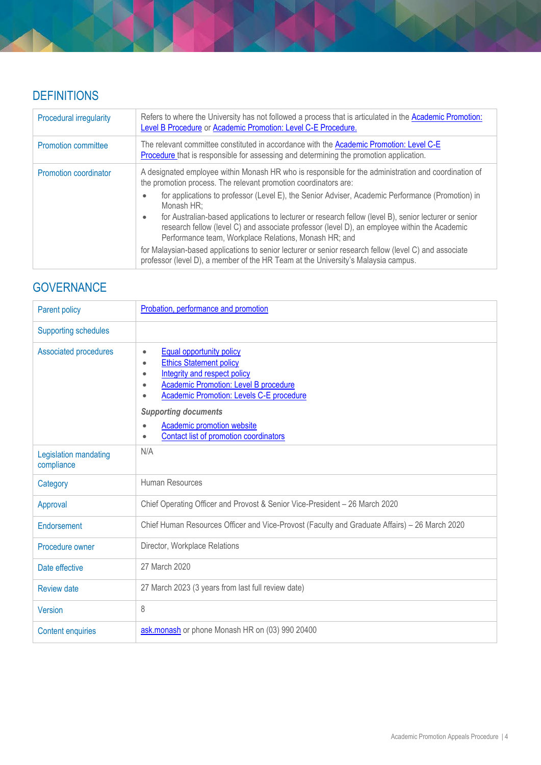## DEFINITIONS

| | |
|---|---|
| Procedural irregularity | Refers to where the University has not followed a process that is articulated in the Academic Promotion: Level B Procedure or Academic Promotion: Level C-E Procedure. |
| Promotion committee | The relevant committee constituted in accordance with the Academic Promotion: Level C-E Procedure that is responsible for assessing and determining the promotion application. |
| Promotion coordinator | A designated employee within Monash HR who is responsible for the administration and coordination of the promotion process. The relevant promotion coordinators are:<br>• for applications to professor (Level E), the Senior Adviser, Academic Performance (Promotion) in Monash HR;<br>• for Australian-based applications to lecturer or research fellow (level B), senior lecturer or senior research fellow (level C) and associate professor (level D), an employee within the Academic Performance team, Workplace Relations, Monash HR; and<br>for Malaysian-based applications to senior lecturer or senior research fellow (level C) and associate professor (level D), a member of the HR Team at the University's Malaysia campus. |

## GOVERNANCE

| | |
|---|---|
| Parent policy | Probation, performance and promotion |
| Supporting schedules | |
| Associated procedures | • Equal opportunity policy<br>• Ethics Statement policy<br>• Integrity and respect policy<br>• Academic Promotion: Level B procedure<br>• Academic Promotion: Levels C-E procedure<br>***Supporting documents***<br>• Academic promotion website<br>• Contact list of promotion coordinators |
| Legislation mandating compliance | N/A |
| Category | Human Resources |
| Approval | Chief Operating Officer and Provost & Senior Vice-President – 26 March 2020 |
| Endorsement | Chief Human Resources Officer and Vice-Provost (Faculty and Graduate Affairs) – 26 March 2020 |
| Procedure owner | Director, Workplace Relations |
| Date effective | 27 March 2020 |
| Review date | 27 March 2023 (3 years from last full review date) |
| Version | 8 |
| Content enquiries | ask.monash or phone Monash HR on (03) 990 20400 |